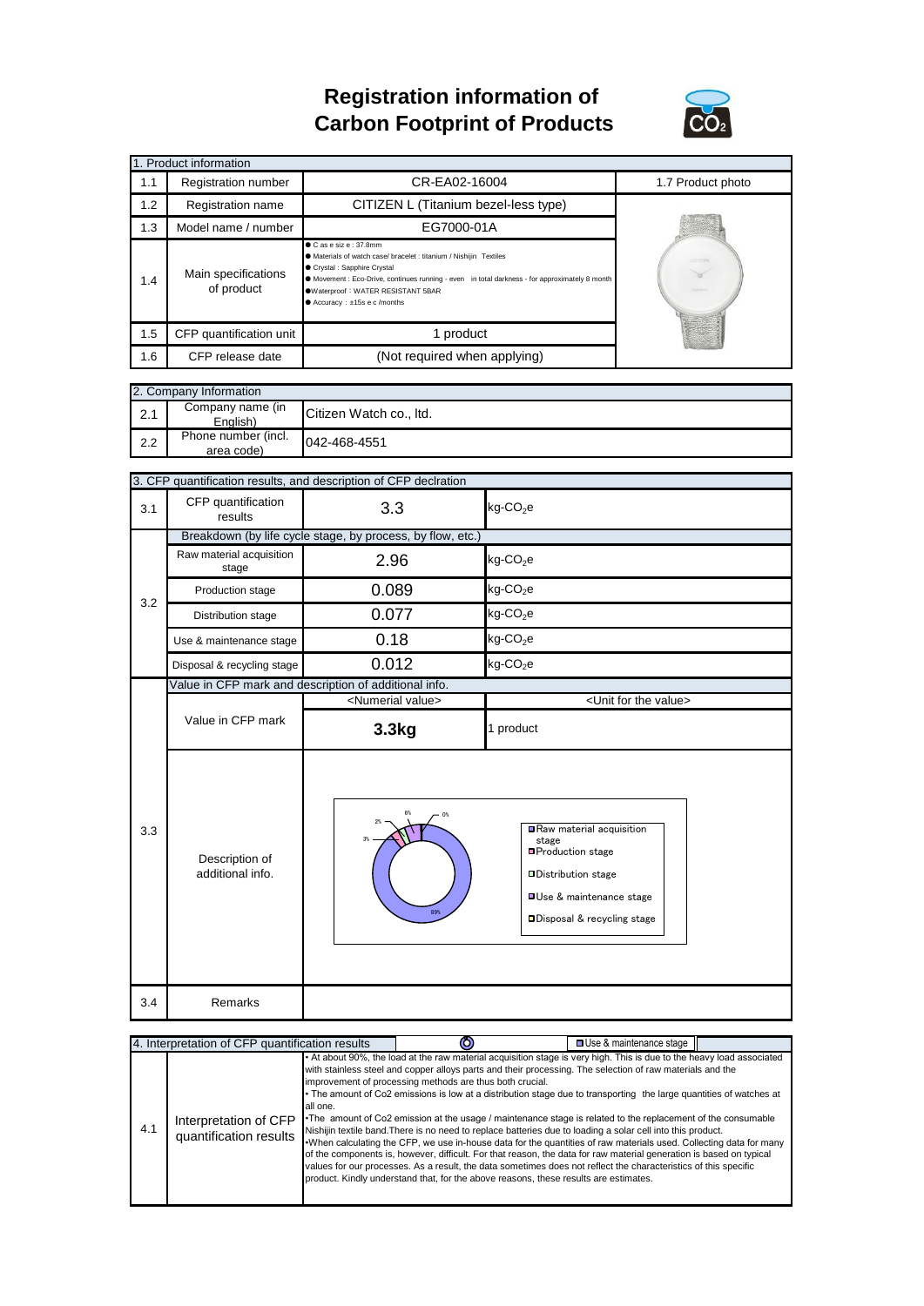# Registration information of Carbon Footprint of Products

| 1. Product information | | | |
|---|---|---|---|
| 1.1 | Registration number | CR-EA02-16004 | 1.7 Product photo |
| 1.2 | Registration name | CITIZEN L (Titanium bezel-less type) | |
| 1.3 | Model name / number | EG7000-01A | |
| 1.4 | Main specifications of product | ● C as e siz e : 37.8mm<br>● Materials of watch case/ bracelet : titanium / Nishijin Textiles<br>● Crystal : Sapphire Crystal<br>● Movement : Eco-Drive, continues running - even in total darkness - for approximately 8 month<br>●Waterproof : WATER RESISTANT 5BAR<br>● Accuracy : ±15s e c /months | |
| 1.5 | CFP quantification unit | 1 product | |
| 1.6 | CFP release date | (Not required when applying) | |

| 2. Company Information | | |
|---|---|---|
| 2.1 | Company name (in English) | Citizen Watch co., ltd. |
| 2.2 | Phone number (incl. area code) | 042-468-4551 |

| 3. CFP quantification results, and description of CFP declration | | | |
|---|---|---|---|
| 3.1 | CFP quantification results | 3.3 | kg-$CO_2$e |
| 3.2 | Breakdown (by life cycle stage, by process, by flow, etc.) | | |
| | Raw material acquisition stage | 2.96 | kg-$CO_2$e |
| | Production stage | 0.089 | kg-$CO_2$e |
| | Distribution stage | 0.077 | kg-$CO_2$e |
| | Use & maintenance stage | 0.18 | kg-$CO_2$e |
| | Disposal & recycling stage | 0.012 | kg-$CO_2$e |
| 3.3 | Value in CFP mark and description of additional info. | | |
| | | <Numerial value> | <Unit for the value> |
| | Value in CFP mark | **3.3kg** | 1 product |
| | Description of additional info. | Chart: Raw material acquisition stage 89%; Production stage 3%; Distribution stage 2%; Use & maintenance stage 6%; Disposal & recycling stage 0% | |
| 3.4 | Remarks | | |

| 4. Interpretation of CFP quantification results | | |
|---|---|---|
| 4.1 | Interpretation of CFP quantification results | • At about 90%, the load at the raw material acquisition stage is very high. This is due to the heavy load associated with stainless steel and copper alloys parts and their processing. The selection of raw materials and the improvement of processing methods are thus both crucial.<br>• The amount of Co2 emissions is low at a distribution stage due to transporting the large quantities of watches at all one.<br>•The amount of Co2 emission at the usage / maintenance stage is related to the replacement of the consumable Nishijin textile band.There is no need to replace batteries due to loading a solar cell into this product.<br>•When calculating the CFP, we use in-house data for the quantities of raw materials used. Collecting data for many of the components is, however, difficult. For that reason, the data for raw material generation is based on typical values for our processes. As a result, the data sometimes does not reflect the characteristics of this specific product. Kindly understand that, for the above reasons, these results are estimates. |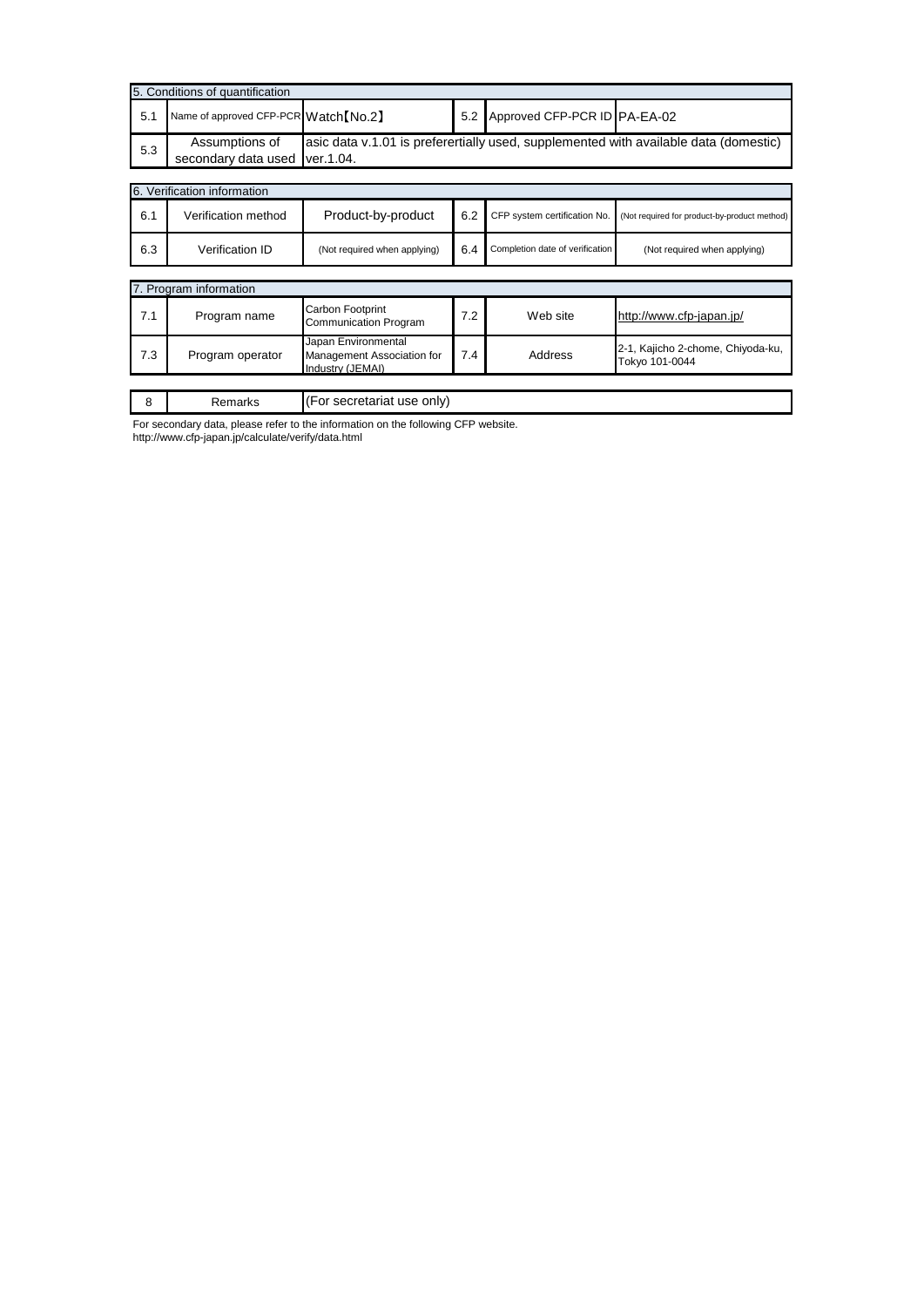| 5. Conditions of quantification | | | | |
|---|---|---|---|---|
| 5.1 | Name of approved CFP-PCR | Watch【No.2】 | 5.2 | Approved CFP-PCR ID | PA-EA-02 |
| 5.3 | Assumptions of secondary data used | asic data v.1.01 is preferertially used, supplemented with available data (domestic) ver.1.04. | | | |

| 6. Verification information | | | | | |
|---|---|---|---|---|---|
| 6.1 | Verification method | Product-by-product | 6.2 | CFP system certification No. | (Not required for product-by-product method) |
| 6.3 | Verification ID | (Not required when applying) | 6.4 | Completion date of verification | (Not required when applying) |

| 7. Program information | | | | | |
|---|---|---|---|---|---|
| 7.1 | Program name | Carbon Footprint Communication Program | 7.2 | Web site | http://www.cfp-japan.jp/ |
| 7.3 | Program operator | Japan Environmental Management Association for Industry (JEMAI) | 7.4 | Address | 2-1, Kajicho 2-chome, Chiyoda-ku, Tokyo 101-0044 |

| | | |
|---|---|---|
| 8 | Remarks | (For secretariat use only) |

For secondary data, please refer to the information on the following CFP website.
http://www.cfp-japan.jp/calculate/verify/data.html